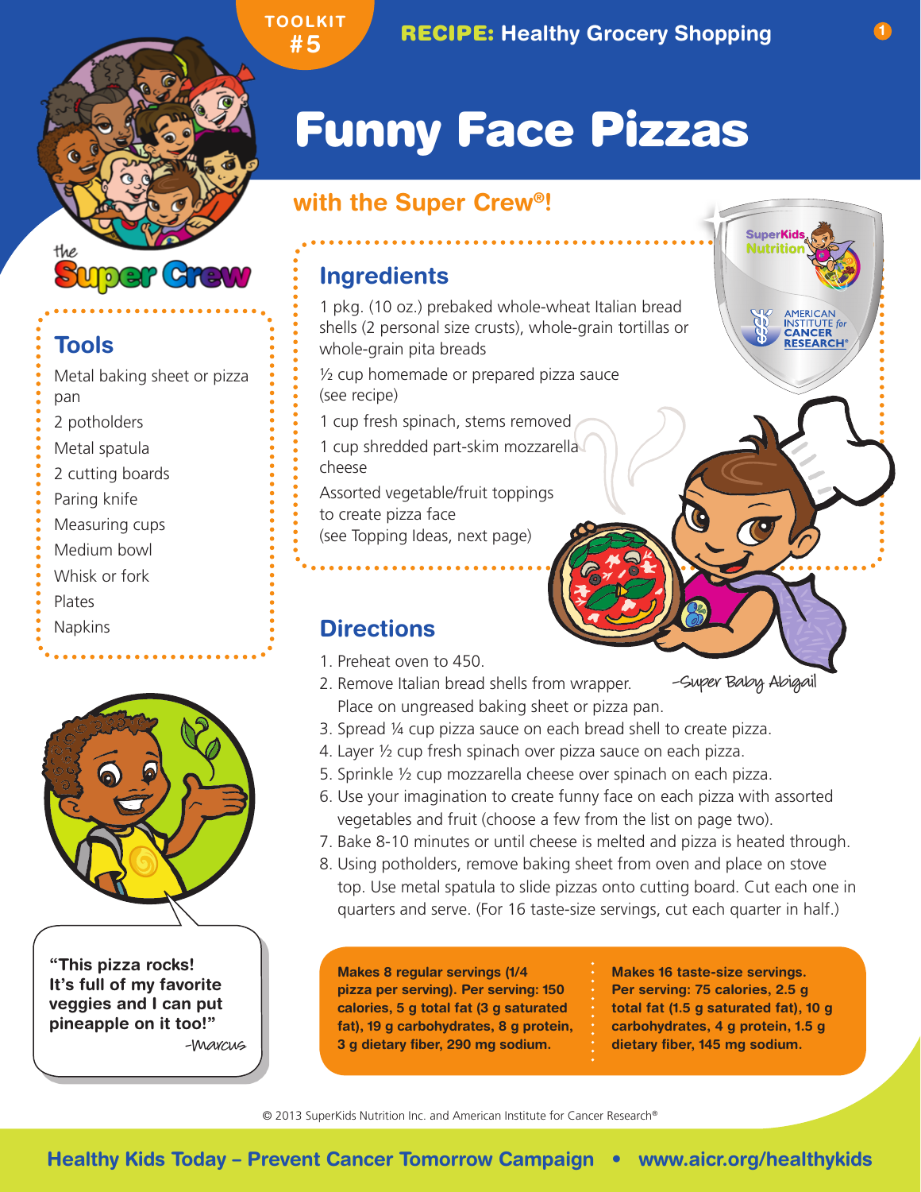TOOLKIT #5

**RECIPE:** Healthy Grocery Shopping

# Funny Face Pizzas

## with the Super Crew®!

## Tools

- Metal baking sheet or pizza pan
- 2 potholders
- Metal spatula
- 2 cutting boards
- Paring knife
- Measuring cups
- Medium bowl
- Whisk or fork
- Plates
- Napkins

## Ingredients

- 1 pkg. (10 oz.) prebaked whole-wheat Italian bread shells (2 personal size crusts), whole-grain tortillas or whole-grain pita breads
- ½ cup homemade or prepared pizza sauce (see recipe)
- 1 cup fresh spinach, stems removed
- 1 cup shredded part-skim mozzarella cheese
- Assorted vegetable/fruit toppings to create pizza face (see Topping Ideas, next page)

## Directions

1. Preheat oven to 450.
2. Remove Italian bread shells from wrapper. Place on ungreased baking sheet or pizza pan.
3. Spread ¼ cup pizza sauce on each bread shell to create pizza.
4. Layer ½ cup fresh spinach over pizza sauce on each pizza.
5. Sprinkle ½ cup mozzarella cheese over spinach on each pizza.
6. Use your imagination to create funny face on each pizza with assorted vegetables and fruit (choose a few from the list on page two).
7. Bake 8-10 minutes or until cheese is melted and pizza is heated through.
8. Using potholders, remove baking sheet from oven and place on stove top. Use metal spatula to slide pizzas onto cutting board. Cut each one in quarters and serve. (For 16 taste-size servings, cut each quarter in half.)

–Super Baby Abigail

**"This pizza rocks! It's full of my favorite veggies and I can put pineapple on it too!"**
–Marcus

**Makes 8 regular servings (1/4 pizza per serving). Per serving: 150 calories, 5 g total fat (3 g saturated fat), 19 g carbohydrates, 8 g protein, 3 g dietary fiber, 290 mg sodium.**

**Makes 16 taste-size servings. Per serving: 75 calories, 2.5 g total fat (1.5 g saturated fat), 10 g carbohydrates, 4 g protein, 1.5 g dietary fiber, 145 mg sodium.**

© 2013 SuperKids Nutrition Inc. and American Institute for Cancer Research®

**Healthy Kids Today – Prevent Cancer Tomorrow Campaign • www.aicr.org/healthykids**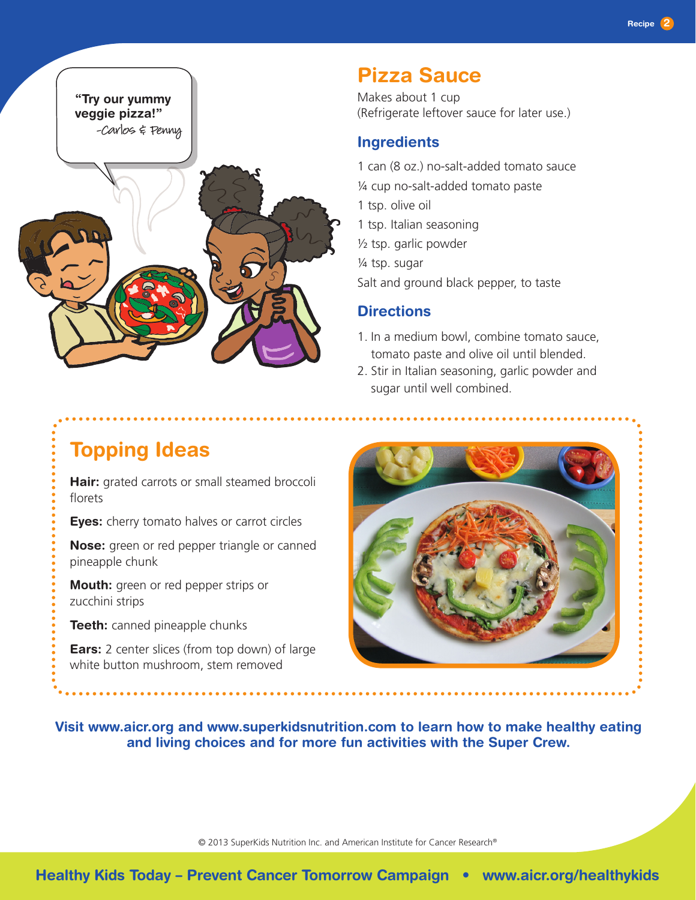"Try our yummy veggie pizza!"
-Carlos & Penny

# Pizza Sauce

Makes about 1 cup
(Refrigerate leftover sauce for later use.)

## Ingredients

1 can (8 oz.) no-salt-added tomato sauce
¼ cup no-salt-added tomato paste
1 tsp. olive oil
1 tsp. Italian seasoning
½ tsp. garlic powder
¼ tsp. sugar
Salt and ground black pepper, to taste

## Directions

1. In a medium bowl, combine tomato sauce, tomato paste and olive oil until blended.
2. Stir in Italian seasoning, garlic powder and sugar until well combined.

# Topping Ideas

**Hair:** grated carrots or small steamed broccoli florets

**Eyes:** cherry tomato halves or carrot circles

**Nose:** green or red pepper triangle or canned pineapple chunk

**Mouth:** green or red pepper strips or zucchini strips

**Teeth:** canned pineapple chunks

**Ears:** 2 center slices (from top down) of large white button mushroom, stem removed

**Visit www.aicr.org and www.superkidsnutrition.com to learn how to make healthy eating and living choices and for more fun activities with the Super Crew.**

© 2013 SuperKids Nutrition Inc. and American Institute for Cancer Research®

**Healthy Kids Today – Prevent Cancer Tomorrow Campaign • www.aicr.org/healthykids**